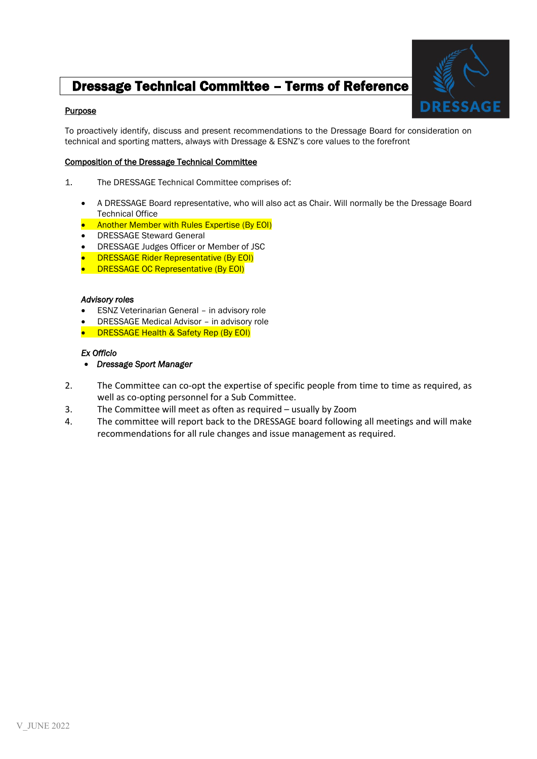# Dressage Technical Committee – Terms of Reference

## Purpose

To proactively identify, discuss and present recommendations to the Dressage Board for consideration on technical and sporting matters, always with Dressage & ESNZ's core values to the forefront

## Composition of the Dressage Technical Committee

1. The DRESSAGE Technical Committee comprises of:

- A DRESSAGE Board representative, who will also act as Chair. Will normally be the Dressage Board Technical Office
- Another Member with Rules Expertise (By EOI)
- DRESSAGE Steward General
- DRESSAGE Judges Officer or Member of JSC
- DRESSAGE Rider Representative (By EOI)
- DRESSAGE OC Representative (By EOI)

*Advisory roles*

- ESNZ Veterinarian General – in advisory role
- DRESSAGE Medical Advisor – in advisory role
- DRESSAGE Health & Safety Rep (By EOI)

*Ex Officio*

- *Dressage Sport Manager*

2. The Committee can co-opt the expertise of specific people from time to time as required, as well as co-opting personnel for a Sub Committee.
3. The Committee will meet as often as required – usually by Zoom
4. The committee will report back to the DRESSAGE board following all meetings and will make recommendations for all rule changes and issue management as required.

V_JUNE 2022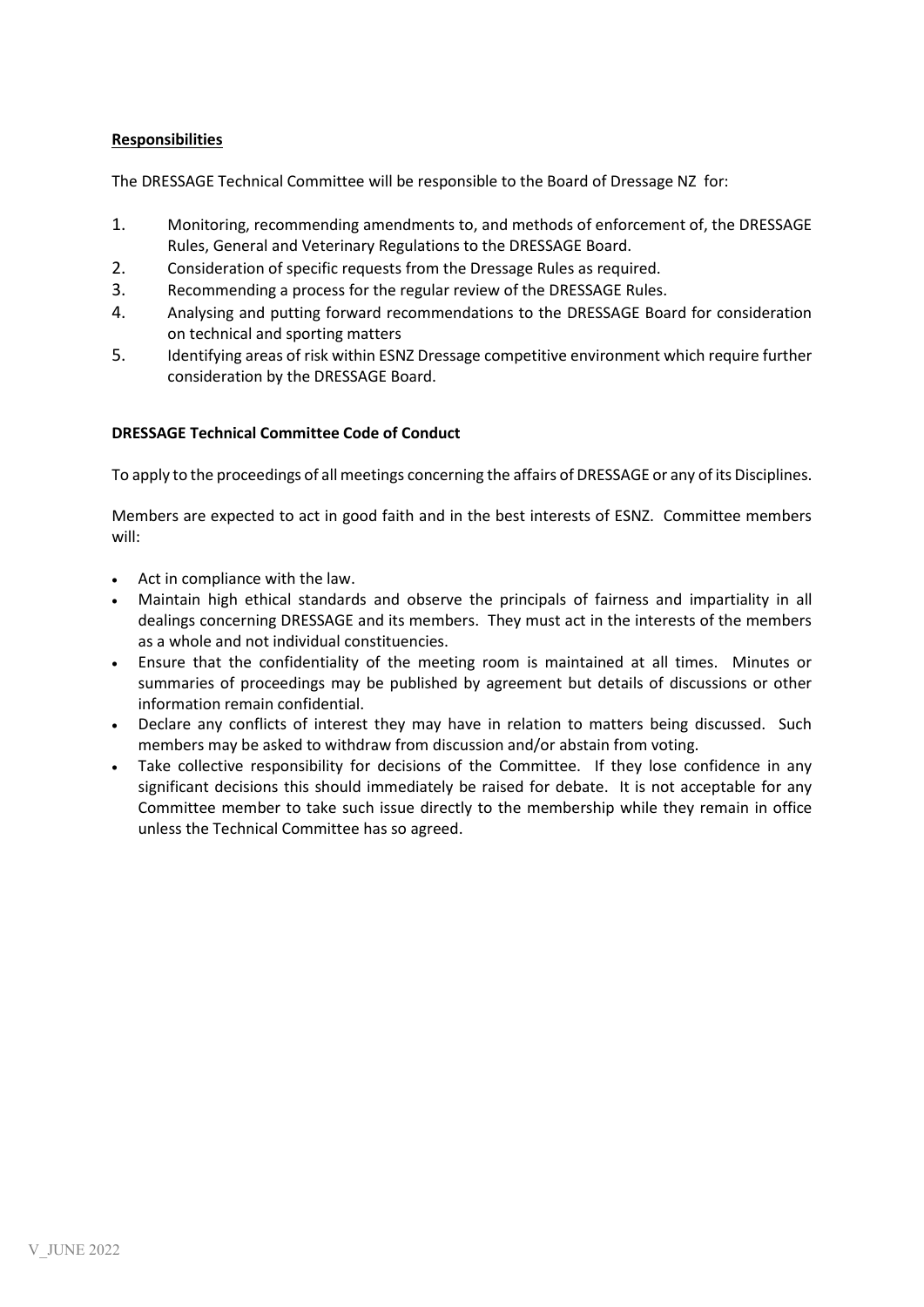**Responsibilities**

The DRESSAGE Technical Committee will be responsible to the Board of Dressage NZ for:

1. Monitoring, recommending amendments to, and methods of enforcement of, the DRESSAGE Rules, General and Veterinary Regulations to the DRESSAGE Board.
2. Consideration of specific requests from the Dressage Rules as required.
3. Recommending a process for the regular review of the DRESSAGE Rules.
4. Analysing and putting forward recommendations to the DRESSAGE Board for consideration on technical and sporting matters
5. Identifying areas of risk within ESNZ Dressage competitive environment which require further consideration by the DRESSAGE Board.

**DRESSAGE Technical Committee Code of Conduct**

To apply to the proceedings of all meetings concerning the affairs of DRESSAGE or any of its Disciplines.

Members are expected to act in good faith and in the best interests of ESNZ. Committee members will:

- Act in compliance with the law.
- Maintain high ethical standards and observe the principals of fairness and impartiality in all dealings concerning DRESSAGE and its members. They must act in the interests of the members as a whole and not individual constituencies.
- Ensure that the confidentiality of the meeting room is maintained at all times. Minutes or summaries of proceedings may be published by agreement but details of discussions or other information remain confidential.
- Declare any conflicts of interest they may have in relation to matters being discussed. Such members may be asked to withdraw from discussion and/or abstain from voting.
- Take collective responsibility for decisions of the Committee. If they lose confidence in any significant decisions this should immediately be raised for debate. It is not acceptable for any Committee member to take such issue directly to the membership while they remain in office unless the Technical Committee has so agreed.

V_JUNE 2022